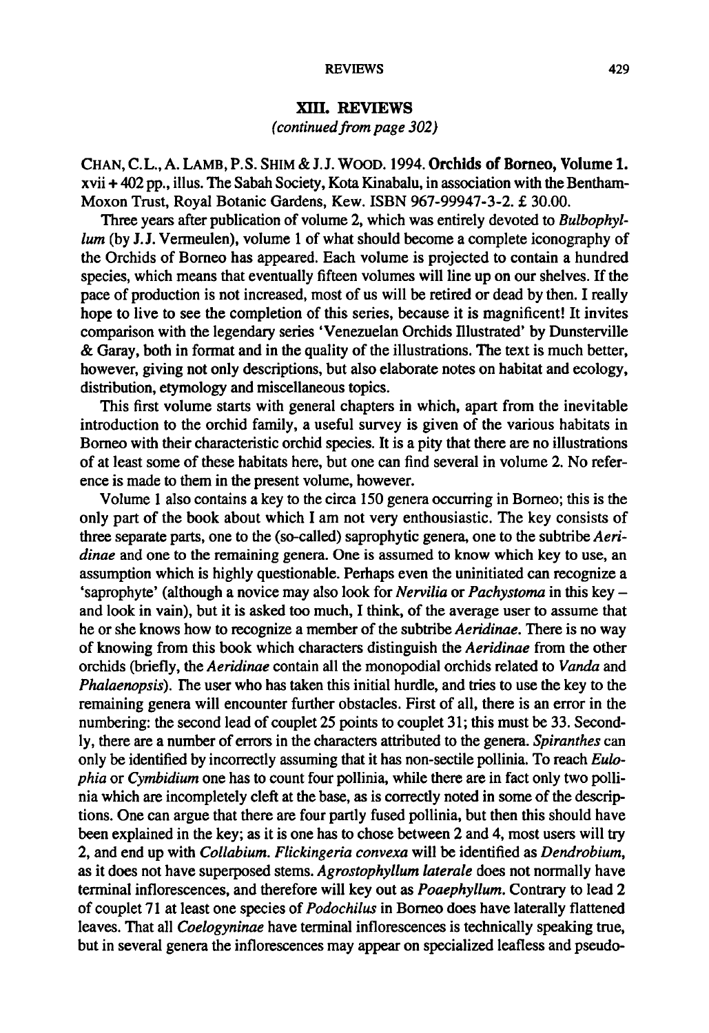## XIII. REVIEWS

*(continued from page 302)*

CHAN, C.L., A. LAMB, P.S. SHIM & J.J. WOOD. 1994. **Orchids of Borneo, Volume 1.** xvii + 402 pp., illus. The Sabah Society, Kota Kinabalu, in association with the Bentham-Moxon Trust, Royal Botanic Gardens, Kew. ISBN 967-99947-3-2. £ 30.00.

Three years after publication of volume 2, which was entirely devoted to *Bulbophyllum* (by J.J. Vermeulen), volume 1 of what should become a complete iconography of the Orchids of Borneo has appeared. Each volume is projected to contain a hundred species, which means that eventually fifteen volumes will line up on our shelves. If the pace of production is not increased, most of us will be retired or dead by then. I really hope to live to see the completion of this series, because it is magnificent! It invites comparison with the legendary series 'Venezuelan Orchids Illustrated' by Dunsterville & Garay, both in format and in the quality of the illustrations. The text is much better, however, giving not only descriptions, but also elaborate notes on habitat and ecology, distribution, etymology and miscellaneous topics.

This first volume starts with general chapters in which, apart from the inevitable introduction to the orchid family, a useful survey is given of the various habitats in Borneo with their characteristic orchid species. It is a pity that there are no illustrations of at least some of these habitats here, but one can find several in volume 2. No reference is made to them in the present volume, however.

Volume 1 also contains a key to the circa 150 genera occurring in Borneo; this is the only part of the book about which I am not very enthousiastic. The key consists of three separate parts, one to the (so-called) saprophytic genera, one to the subtribe *Aeridinae* and one to the remaining genera. One is assumed to know which key to use, an assumption which is highly questionable. Perhaps even the uninitiated can recognize a 'saprophyte' (although a novice may also look for *Nervilia* or *Pachystoma* in this key – and look in vain), but it is asked too much, I think, of the average user to assume that he or she knows how to recognize a member of the subtribe *Aeridinae*. There is no way of knowing from this book which characters distinguish the *Aeridinae* from the other orchids (briefly, the *Aeridinae* contain all the monopodial orchids related to *Vanda* and *Phalaenopsis*). The user who has taken this initial hurdle, and tries to use the key to the remaining genera will encounter further obstacles. First of all, there is an error in the numbering: the second lead of couplet 25 points to couplet 31; this must be 33. Secondly, there are a number of errors in the characters attributed to the genera. *Spiranthes* can only be identified by incorrectly assuming that it has non-sectile pollinia. To reach *Eulophia* or *Cymbidium* one has to count four pollinia, while there are in fact only two pollinia which are incompletely cleft at the base, as is correctly noted in some of the descriptions. One can argue that there are four partly fused pollinia, but then this should have been explained in the key; as it is one has to chose between 2 and 4, most users will try 2, and end up with *Collabium*. *Flickingeria convexa* will be identified as *Dendrobium*, as it does not have superposed stems. *Agrostophyllum laterale* does not normally have terminal inflorescences, and therefore will key out as *Poaephyllum*. Contrary to lead 2 of couplet 71 at least one species of *Podochilus* in Borneo does have laterally flattened leaves. That all *Coelogyninae* have terminal inflorescences is technically speaking true, but in several genera the inflorescences may appear on specialized leafless and pseudo-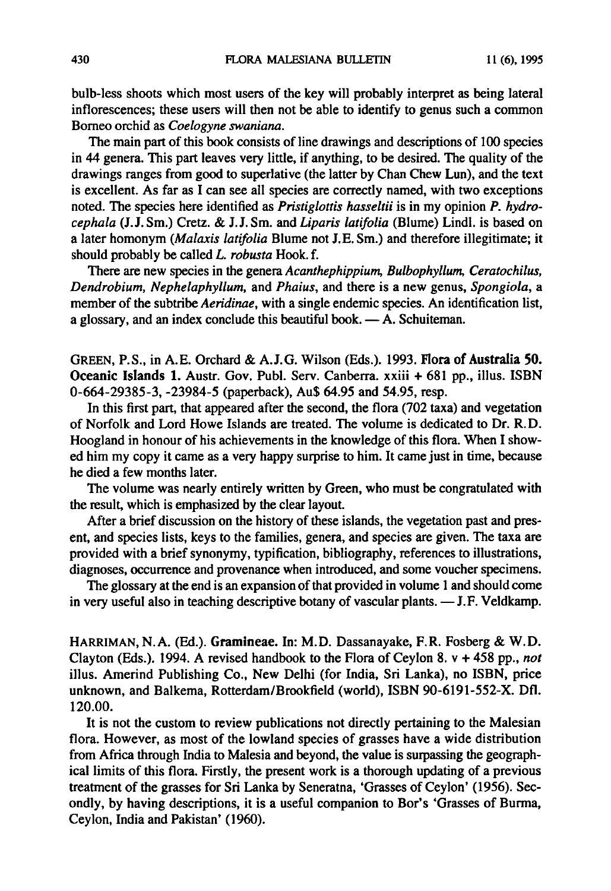bulb-less shoots which most users of the key will probably interpret as being lateral inflorescences; these users will then not be able to identify to genus such a common Borneo orchid as *Coelogyne swaniana*.

The main part of this book consists of line drawings and descriptions of 100 species in 44 genera. This part leaves very little, if anything, to be desired. The quality of the drawings ranges from good to superlative (the latter by Chan Chew Lun), and the text is excellent. As far as I can see all species are correctly named, with two exceptions noted. The species here identified as *Pristiglottis hasseltii* is in my opinion *P. hydrocephala* (J.J. Sm.) Cretz. & J.J. Sm. and *Liparis latifolia* (Blume) Lindl. is based on a later homonym (*Malaxis latifolia* Blume not J.E. Sm.) and therefore illegitimate; it should probably be called *L. robusta* Hook. f.

There are new species in the genera *Acanthephippium*, *Bulbophyllum*, *Ceratochilus*, *Dendrobium*, *Nephelaphyllum*, and *Phaius*, and there is a new genus, *Spongiola*, a member of the subtribe *Aeridinae*, with a single endemic species. An identification list, a glossary, and an index conclude this beautiful book. — A. Schuiteman.

GREEN, P.S., in A.E. Orchard & A.J.G. Wilson (Eds.). 1993. **Flora of Australia 50. Oceanic Islands 1.** Austr. Gov. Publ. Serv. Canberra. xxiii + 681 pp., illus. ISBN 0-664-29385-3, -23984-5 (paperback), Au$ 64.95 and 54.95, resp.

In this first part, that appeared after the second, the flora (702 taxa) and vegetation of Norfolk and Lord Howe Islands are treated. The volume is dedicated to Dr. R.D. Hoogland in honour of his achievements in the knowledge of this flora. When I showed him my copy it came as a very happy surprise to him. It came just in time, because he died a few months later.

The volume was nearly entirely written by Green, who must be congratulated with the result, which is emphasized by the clear layout.

After a brief discussion on the history of these islands, the vegetation past and present, and species lists, keys to the families, genera, and species are given. The taxa are provided with a brief synonymy, typification, bibliography, references to illustrations, diagnoses, occurrence and provenance when introduced, and some voucher specimens.

The glossary at the end is an expansion of that provided in volume 1 and should come in very useful also in teaching descriptive botany of vascular plants. — J.F. Veldkamp.

HARRIMAN, N.A. (Ed.). **Gramineae.** In: M.D. Dassanayake, F.R. Fosberg & W.D. Clayton (Eds.). 1994. A revised handbook to the Flora of Ceylon 8. v + 458 pp., *not* illus. Amerind Publishing Co., New Delhi (for India, Sri Lanka), no ISBN, price unknown, and Balkema, Rotterdam/Brookfield (world), ISBN 90-6191-552-X. Dfl. 120.00.

It is not the custom to review publications not directly pertaining to the Malesian flora. However, as most of the lowland species of grasses have a wide distribution from Africa through India to Malesia and beyond, the value is surpassing the geographical limits of this flora. Firstly, the present work is a thorough updating of a previous treatment of the grasses for Sri Lanka by Seneratna, 'Grasses of Ceylon' (1956). Secondly, by having descriptions, it is a useful companion to Bor's 'Grasses of Burma, Ceylon, India and Pakistan' (1960).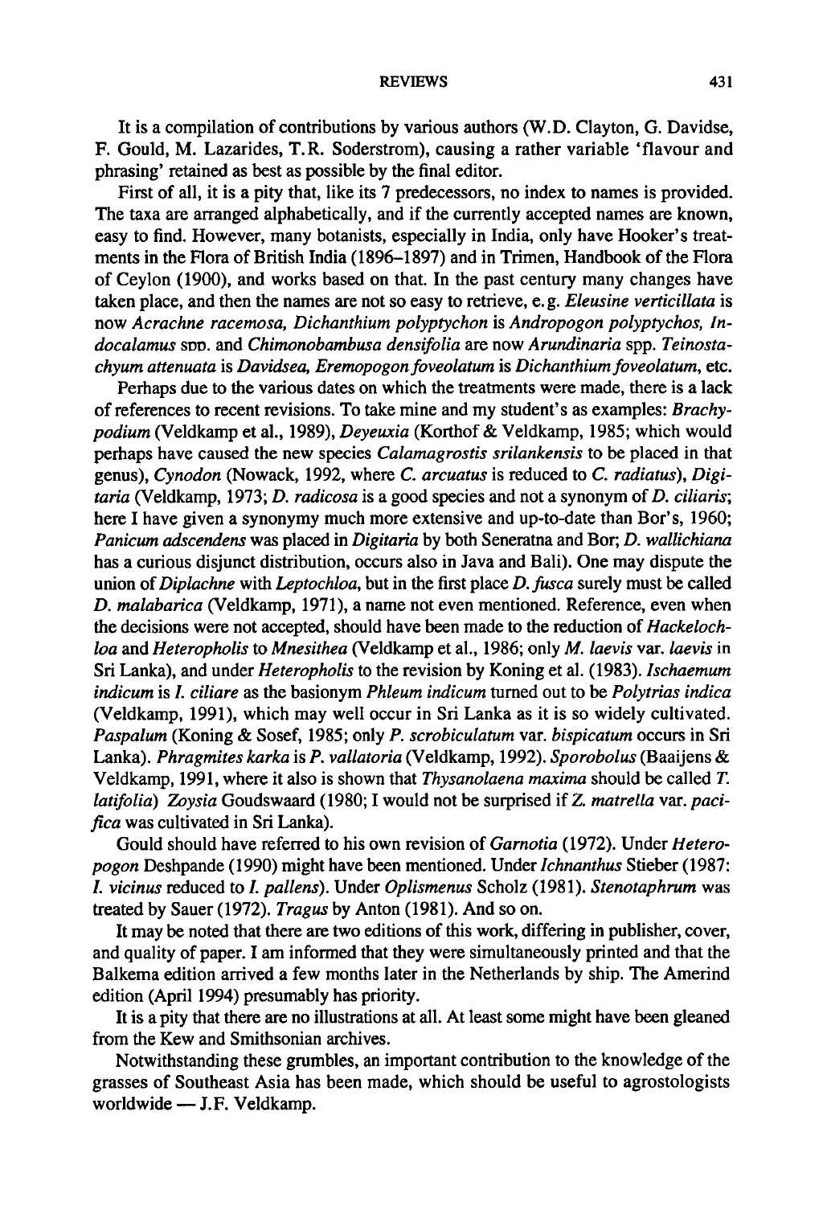It is a compilation of contributions by various authors (W.D. Clayton, G. Davidse, F. Gould, M. Lazarides, T.R. Soderstrom), causing a rather variable 'flavour and phrasing' retained as best as possible by the final editor.

First of all, it is a pity that, like its 7 predecessors, no index to names is provided. The taxa are arranged alphabetically, and if the currently accepted names are known, easy to find. However, many botanists, especially in India, only have Hooker's treatments in the Flora of British India (1896–1897) and in Trimen, Handbook of the Flora of Ceylon (1900), and works based on that. In the past century many changes have taken place, and then the names are not so easy to retrieve, e.g. *Eleusine verticillata* is now *Acrachne racemosa*, *Dichanthium polyptychon* is *Andropogon polyptychos*, *Indocalamus* spp. and *Chimonobambusa densifolia* are now *Arundinaria* spp. *Teinostachyum attenuata* is *Davidsea*, *Eremopogon foveolatum* is *Dichanthium foveolatum*, etc.

Perhaps due to the various dates on which the treatments were made, there is a lack of references to recent revisions. To take mine and my student's as examples: *Brachypodium* (Veldkamp et al., 1989), *Deyeuxia* (Korthof & Veldkamp, 1985; which would perhaps have caused the new species *Calamagrostis srilankensis* to be placed in that genus), *Cynodon* (Nowack, 1992, where *C. arcuatus* is reduced to *C. radiatus*), *Digitaria* (Veldkamp, 1973; *D. radicosa* is a good species and not a synonym of *D. ciliaris*; here I have given a synonymy much more extensive and up-to-date than Bor's, 1960; *Panicum adscendens* was placed in *Digitaria* by both Seneratna and Bor; *D. wallichiana* has a curious disjunct distribution, occurs also in Java and Bali). One may dispute the union of *Diplachne* with *Leptochloa*, but in the first place *D. fusca* surely must be called *D. malabarica* (Veldkamp, 1971), a name not even mentioned. Reference, even when the decisions were not accepted, should have been made to the reduction of *Hackelochloa* and *Heteropholis* to *Mnesithea* (Veldkamp et al., 1986; only *M. laevis* var. *laevis* in Sri Lanka), and under *Heteropholis* to the revision by Koning et al. (1983). *Ischaemum indicum* is *I. ciliare* as the basionym *Phleum indicum* turned out to be *Polytrias indica* (Veldkamp, 1991), which may well occur in Sri Lanka as it is so widely cultivated. *Paspalum* (Koning & Sosef, 1985; only *P. scrobiculatum* var. *bispicatum* occurs in Sri Lanka). *Phragmites karka* is *P. vallatoria* (Veldkamp, 1992). *Sporobolus* (Baaijens & Veldkamp, 1991, where it also is shown that *Thysanolaena maxima* should be called *T. latifolia*) *Zoysia* Goudswaard (1980; I would not be surprised if *Z. matrella* var. *pacifica* was cultivated in Sri Lanka).

Gould should have referred to his own revision of *Garnotia* (1972). Under *Heteropogon* Deshpande (1990) might have been mentioned. Under *Ichnanthus* Stieber (1987: *I. vicinus* reduced to *I. pallens*). Under *Oplismenus* Scholz (1981). *Stenotaphrum* was treated by Sauer (1972). *Tragus* by Anton (1981). And so on.

It may be noted that there are two editions of this work, differing in publisher, cover, and quality of paper. I am informed that they were simultaneously printed and that the Balkema edition arrived a few months later in the Netherlands by ship. The Amerind edition (April 1994) presumably has priority.

It is a pity that there are no illustrations at all. At least some might have been gleaned from the Kew and Smithsonian archives.

Notwithstanding these grumbles, an important contribution to the knowledge of the grasses of Southeast Asia has been made, which should be useful to agrostologists worldwide — J.F. Veldkamp.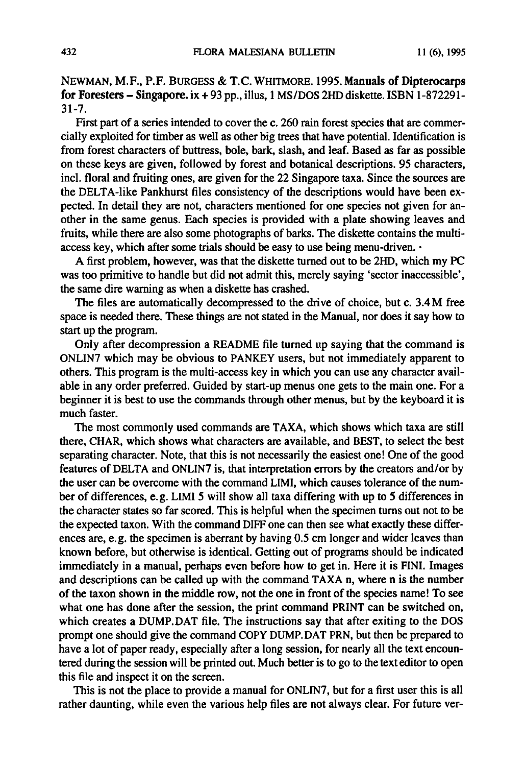NEWMAN, M.F., P.F. BURGESS & T.C. WHITMORE. 1995. **Manuals of Dipterocarps for Foresters – Singapore.** ix + 93 pp., illus, 1 MS/DOS 2HD diskette. ISBN 1-872291-31-7.

First part of a series intended to cover the c. 260 rain forest species that are commercially exploited for timber as well as other big trees that have potential. Identification is from forest characters of buttress, bole, bark, slash, and leaf. Based as far as possible on these keys are given, followed by forest and botanical descriptions. 95 characters, incl. floral and fruiting ones, are given for the 22 Singapore taxa. Since the sources are the DELTA-like Pankhurst files consistency of the descriptions would have been expected. In detail they are not, characters mentioned for one species not given for another in the same genus. Each species is provided with a plate showing leaves and fruits, while there are also some photographs of barks. The diskette contains the multi-access key, which after some trials should be easy to use being menu-driven. ·

A first problem, however, was that the diskette turned out to be 2HD, which my PC was too primitive to handle but did not admit this, merely saying 'sector inaccessible', the same dire warning as when a diskette has crashed.

The files are automatically decompressed to the drive of choice, but c. 3.4 M free space is needed there. These things are not stated in the Manual, nor does it say how to start up the program.

Only after decompression a README file turned up saying that the command is ONLIN7 which may be obvious to PANKEY users, but not immediately apparent to others. This program is the multi-access key in which you can use any character available in any order preferred. Guided by start-up menus one gets to the main one. For a beginner it is best to use the commands through other menus, but by the keyboard it is much faster.

The most commonly used commands are TAXA, which shows which taxa are still there, CHAR, which shows what characters are available, and BEST, to select the best separating character. Note, that this is not necessarily the easiest one! One of the good features of DELTA and ONLIN7 is, that interpretation errors by the creators and/or by the user can be overcome with the command LIMI, which causes tolerance of the number of differences, e.g. LIMI 5 will show all taxa differing with up to 5 differences in the character states so far scored. This is helpful when the specimen turns out not to be the expected taxon. With the command DIFF one can then see what exactly these differences are, e.g. the specimen is aberrant by having 0.5 cm longer and wider leaves than known before, but otherwise is identical. Getting out of programs should be indicated immediately in a manual, perhaps even before how to get in. Here it is FINI. Images and descriptions can be called up with the command TAXA n, where n is the number of the taxon shown in the middle row, not the one in front of the species name! To see what one has done after the session, the print command PRINT can be switched on, which creates a DUMP.DAT file. The instructions say that after exiting to the DOS prompt one should give the command COPY DUMP.DAT PRN, but then be prepared to have a lot of paper ready, especially after a long session, for nearly all the text encountered during the session will be printed out. Much better is to go to the text editor to open this file and inspect it on the screen.

This is not the place to provide a manual for ONLIN7, but for a first user this is all rather daunting, while even the various help files are not always clear. For future ver-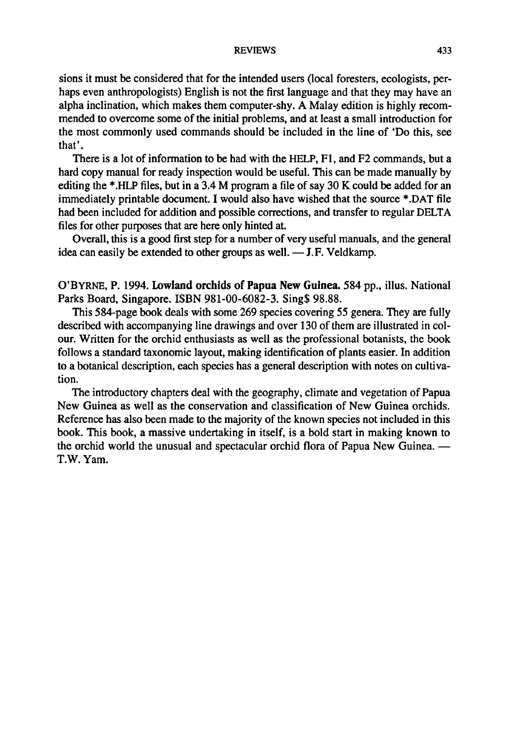sions it must be considered that for the intended users (local foresters, ecologists, perhaps even anthropologists) English is not the first language and that they may have an alpha inclination, which makes them computer-shy. A Malay edition is highly recommended to overcome some of the initial problems, and at least a small introduction for the most commonly used commands should be included in the line of 'Do this, see that'.

There is a lot of information to be had with the HELP, F1, and F2 commands, but a hard copy manual for ready inspection would be useful. This can be made manually by editing the *.HLP files, but in a 3.4 M program a file of say 30 K could be added for an immediately printable document. I would also have wished that the source *.DAT file had been included for addition and possible corrections, and transfer to regular DELTA files for other purposes that are here only hinted at.

Overall, this is a good first step for a number of very useful manuals, and the general idea can easily be extended to other groups as well. — J.F. Veldkamp.

O'BYRNE, P. 1994. **Lowland orchids of Papua New Guinea.** 584 pp., illus. National Parks Board, Singapore. ISBN 981-00-6082-3. Sing$ 98.88.

This 584-page book deals with some 269 species covering 55 genera. They are fully described with accompanying line drawings and over 130 of them are illustrated in colour. Written for the orchid enthusiasts as well as the professional botanists, the book follows a standard taxonomic layout, making identification of plants easier. In addition to a botanical description, each species has a general description with notes on cultivation.

The introductory chapters deal with the geography, climate and vegetation of Papua New Guinea as well as the conservation and classification of New Guinea orchids. Reference has also been made to the majority of the known species not included in this book. This book, a massive undertaking in itself, is a bold start in making known to the orchid world the unusual and spectacular orchid flora of Papua New Guinea. — T.W. Yam.